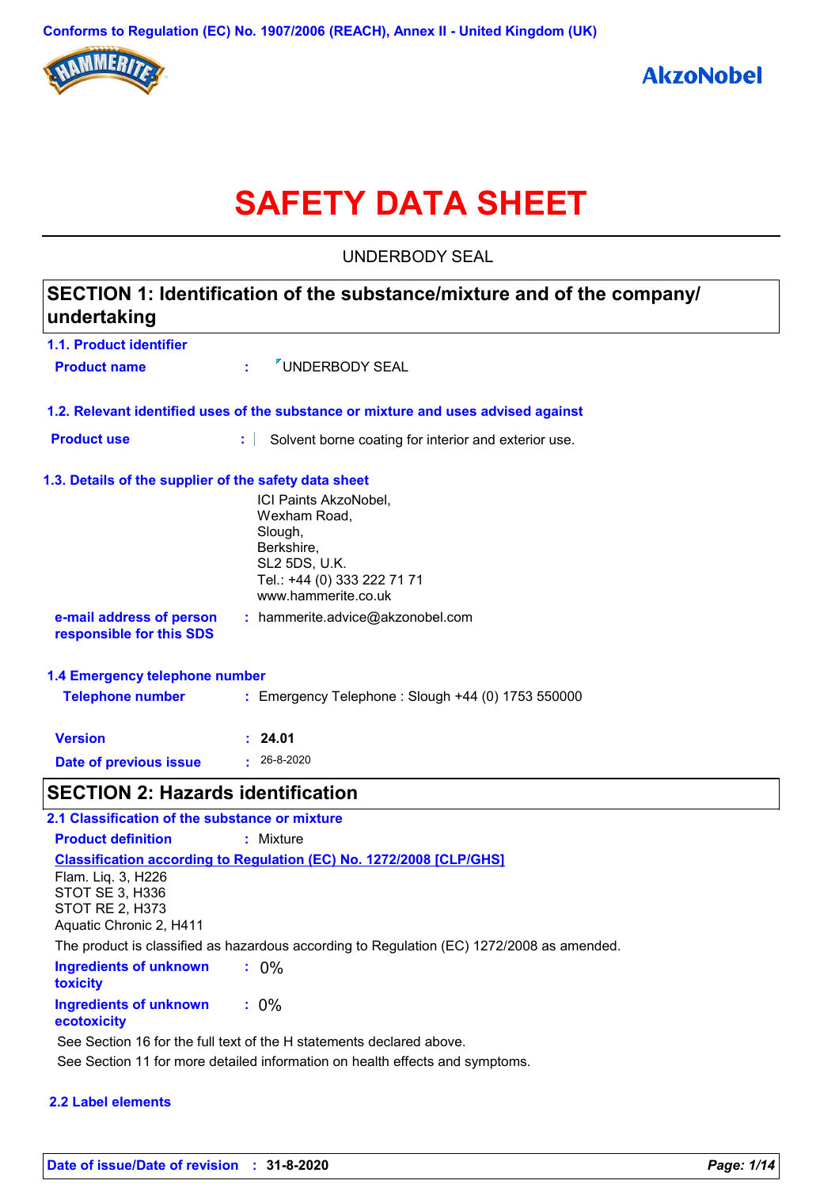Conforms to Regulation (EC) No. 1907/2006 (REACH), Annex II - United Kingdom (UK)

HAMMERITE

AkzoNobel

# SAFETY DATA SHEET

UNDERBODY SEAL

## SECTION 1: Identification of the substance/mixture and of the company/ undertaking

### 1.1. Product identifier

**Product name** : UNDERBODY SEAL

### 1.2. Relevant identified uses of the substance or mixture and uses advised against

**Product use** : Solvent borne coating for interior and exterior use.

### 1.3. Details of the supplier of the safety data sheet

ICI Paints AkzoNobel,
Wexham Road,
Slough,
Berkshire,
SL2 5DS, U.K.
Tel.: +44 (0) 333 222 71 71
www.hammerite.co.uk

**e-mail address of person responsible for this SDS** : hammerite.advice@akzonobel.com

### 1.4 Emergency telephone number

**Telephone number** : Emergency Telephone : Slough +44 (0) 1753 550000

**Version** : **24.01**

**Date of previous issue** : 26-8-2020

## SECTION 2: Hazards identification

### 2.1 Classification of the substance or mixture

**Product definition** : Mixture

**Classification according to Regulation (EC) No. 1272/2008 [CLP/GHS]**

Flam. Liq. 3, H226
STOT SE 3, H336
STOT RE 2, H373
Aquatic Chronic 2, H411

The product is classified as hazardous according to Regulation (EC) 1272/2008 as amended.

**Ingredients of unknown toxicity** : 0%

**Ingredients of unknown ecotoxicity** : 0%

See Section 16 for the full text of the H statements declared above.

See Section 11 for more detailed information on health effects and symptoms.

### 2.2 Label elements

**Date of issue/Date of revision** : **31-8-2020**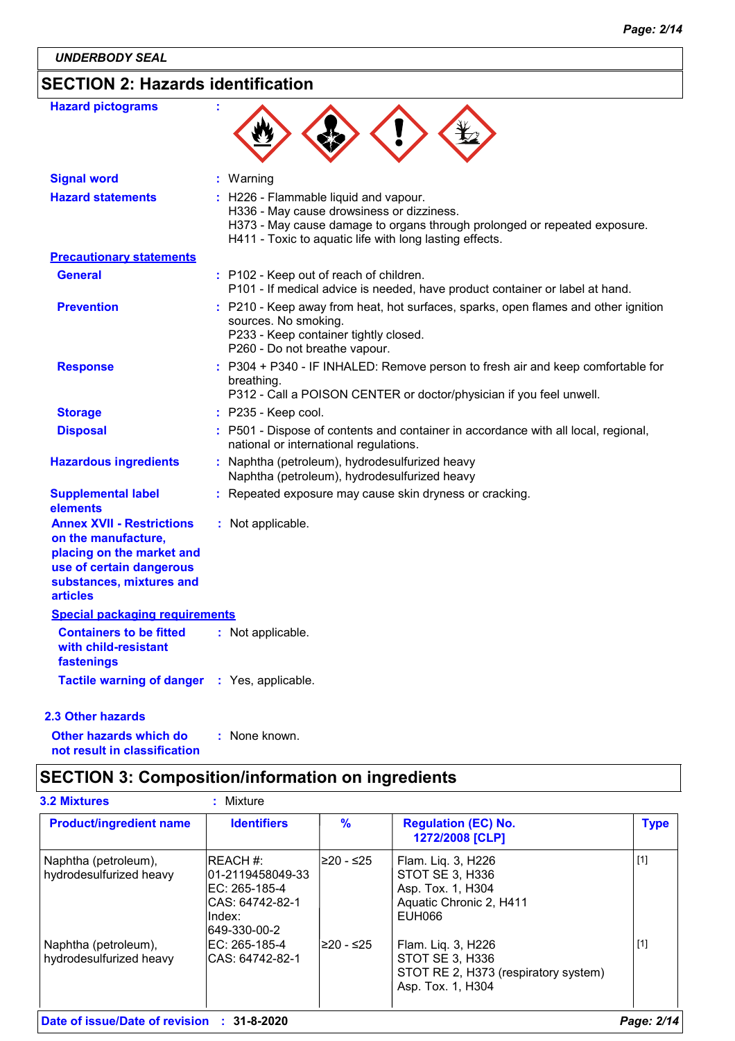## SECTION 2: Hazards identification

**Hazard pictograms** :

**Signal word** : Warning

**Hazard statements** : H226 - Flammable liquid and vapour.
H336 - May cause drowsiness or dizziness.
H373 - May cause damage to organs through prolonged or repeated exposure.
H411 - Toxic to aquatic life with long lasting effects.

**Precautionary statements**

**General** : P102 - Keep out of reach of children.
P101 - If medical advice is needed, have product container or label at hand.

**Prevention** : P210 - Keep away from heat, hot surfaces, sparks, open flames and other ignition sources. No smoking.
P233 - Keep container tightly closed.
P260 - Do not breathe vapour.

**Response** : P304 + P340 - IF INHALED: Remove person to fresh air and keep comfortable for breathing.
P312 - Call a POISON CENTER or doctor/physician if you feel unwell.

**Storage** : P235 - Keep cool.

**Disposal** : P501 - Dispose of contents and container in accordance with all local, regional, national or international regulations.

**Hazardous ingredients** : Naphtha (petroleum), hydrodesulfurized heavy
Naphtha (petroleum), hydrodesulfurized heavy

**Supplemental label elements** : Repeated exposure may cause skin dryness or cracking.

**Annex XVII - Restrictions on the manufacture, placing on the market and use of certain dangerous substances, mixtures and articles** : Not applicable.

**Special packaging requirements**

**Containers to be fitted with child-resistant fastenings** : Not applicable.

**Tactile warning of danger** : Yes, applicable.

### 2.3 Other hazards

**Other hazards which do not result in classification** : None known.

## SECTION 3: Composition/information on ingredients

**3.2 Mixtures** : Mixture

| Product/ingredient name | Identifiers | % | Regulation (EC) No. 1272/2008 [CLP] | Type |
|---|---|---|---|---|
| Naphtha (petroleum), hydrodesulfurized heavy | REACH #: 01-2119458049-33<br>EC: 265-185-4<br>CAS: 64742-82-1<br>Index: 649-330-00-2 | ≥20 - ≤25 | Flam. Liq. 3, H226<br>STOT SE 3, H336<br>Asp. Tox. 1, H304<br>Aquatic Chronic 2, H411<br>EUH066 | [1] |
| Naphtha (petroleum), hydrodesulfurized heavy | EC: 265-185-4<br>CAS: 64742-82-1 | ≥20 - ≤25 | Flam. Liq. 3, H226<br>STOT SE 3, H336<br>STOT RE 2, H373 (respiratory system)<br>Asp. Tox. 1, H304 | [1] |

**Date of issue/Date of revision** : 31-8-2020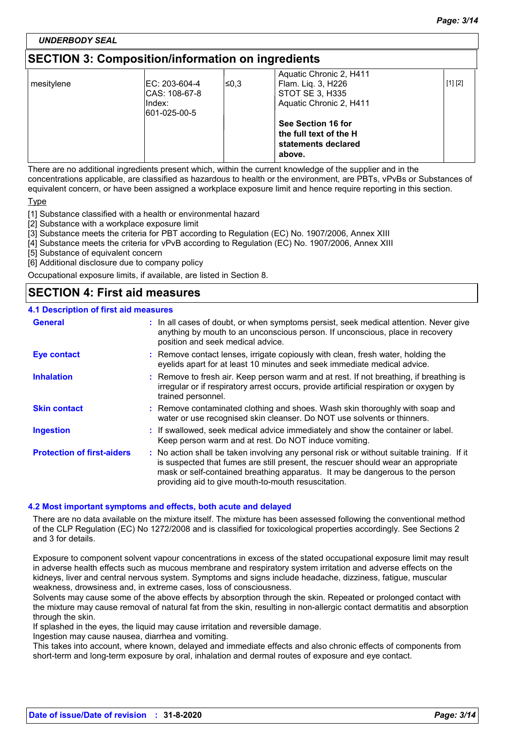UNDERBODY SEAL

## SECTION 3: Composition/information on ingredients

| | | | | |
|---|---|---|---|---|
| mesitylene | EC: 203-604-4<br>CAS: 108-67-8<br>Index:<br>601-025-00-5 | ≤0,3 | Aquatic Chronic 2, H411<br>Flam. Liq. 3, H226<br>STOT SE 3, H335<br>Aquatic Chronic 2, H411<br><br>**See Section 16 for the full text of the H statements declared above.** | [1] [2] |

There are no additional ingredients present which, within the current knowledge of the supplier and in the concentrations applicable, are classified as hazardous to health or the environment, are PBTs, vPvBs or Substances of equivalent concern, or have been assigned a workplace exposure limit and hence require reporting in this section.

Type

[1] Substance classified with a health or environmental hazard
[2] Substance with a workplace exposure limit
[3] Substance meets the criteria for PBT according to Regulation (EC) No. 1907/2006, Annex XIII
[4] Substance meets the criteria for vPvB according to Regulation (EC) No. 1907/2006, Annex XIII
[5] Substance of equivalent concern
[6] Additional disclosure due to company policy

Occupational exposure limits, if available, are listed in Section 8.

## SECTION 4: First aid measures

### 4.1 Description of first aid measures

**General** : In all cases of doubt, or when symptoms persist, seek medical attention. Never give anything by mouth to an unconscious person. If unconscious, place in recovery position and seek medical advice.

**Eye contact** : Remove contact lenses, irrigate copiously with clean, fresh water, holding the eyelids apart for at least 10 minutes and seek immediate medical advice.

**Inhalation** : Remove to fresh air. Keep person warm and at rest. If not breathing, if breathing is irregular or if respiratory arrest occurs, provide artificial respiration or oxygen by trained personnel.

**Skin contact** : Remove contaminated clothing and shoes. Wash skin thoroughly with soap and water or use recognised skin cleanser. Do NOT use solvents or thinners.

**Ingestion** : If swallowed, seek medical advice immediately and show the container or label. Keep person warm and at rest. Do NOT induce vomiting.

**Protection of first-aiders** : No action shall be taken involving any personal risk or without suitable training. If it is suspected that fumes are still present, the rescuer should wear an appropriate mask or self-contained breathing apparatus. It may be dangerous to the person providing aid to give mouth-to-mouth resuscitation.

### 4.2 Most important symptoms and effects, both acute and delayed

There are no data available on the mixture itself. The mixture has been assessed following the conventional method of the CLP Regulation (EC) No 1272/2008 and is classified for toxicological properties accordingly. See Sections 2 and 3 for details.

Exposure to component solvent vapour concentrations in excess of the stated occupational exposure limit may result in adverse health effects such as mucous membrane and respiratory system irritation and adverse effects on the kidneys, liver and central nervous system. Symptoms and signs include headache, dizziness, fatigue, muscular weakness, drowsiness and, in extreme cases, loss of consciousness.
Solvents may cause some of the above effects by absorption through the skin. Repeated or prolonged contact with the mixture may cause removal of natural fat from the skin, resulting in non-allergic contact dermatitis and absorption through the skin.
If splashed in the eyes, the liquid may cause irritation and reversible damage.
Ingestion may cause nausea, diarrhea and vomiting.
This takes into account, where known, delayed and immediate effects and also chronic effects of components from short-term and long-term exposure by oral, inhalation and dermal routes of exposure and eye contact.

**Date of issue/Date of revision** : **31-8-2020**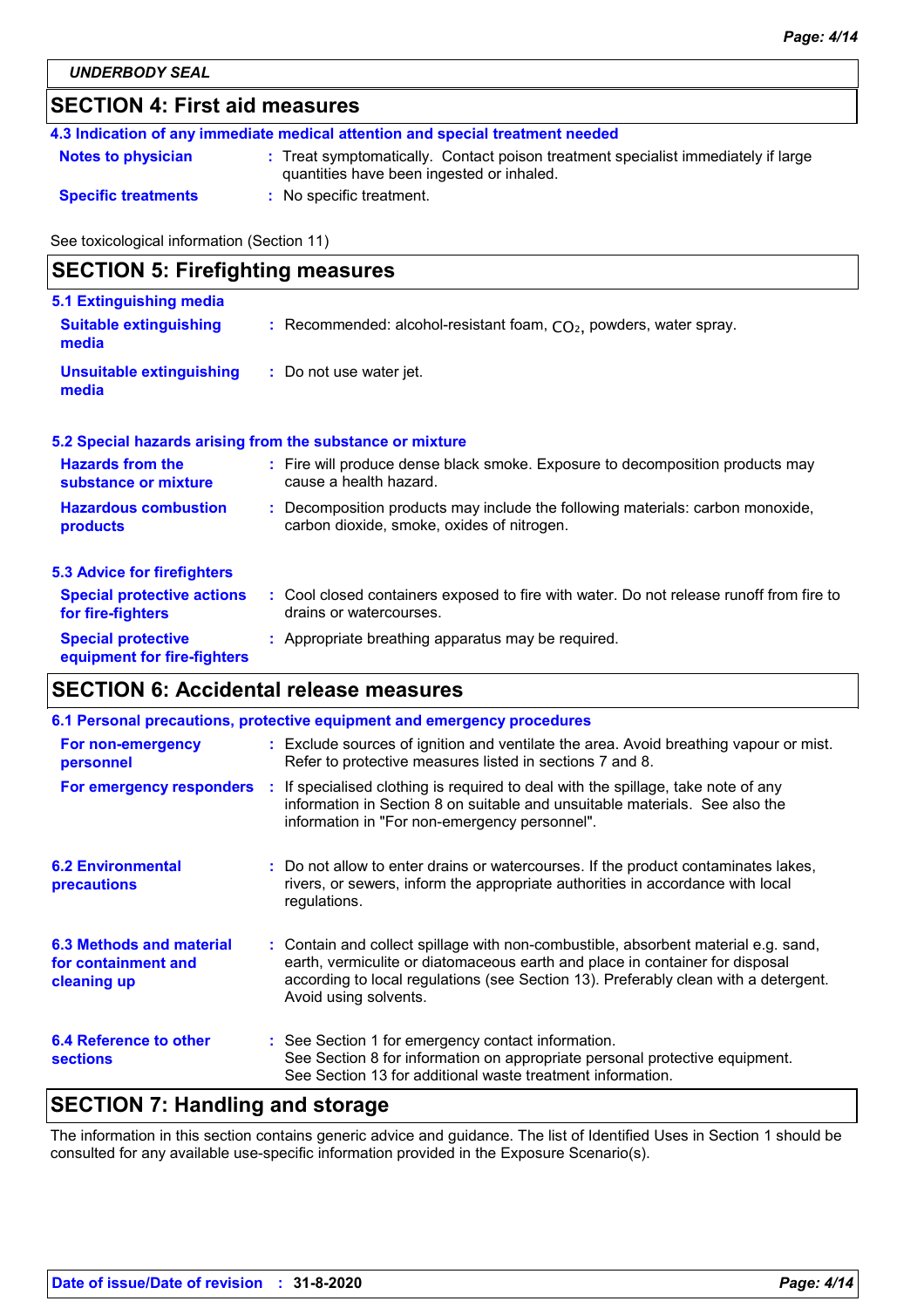## SECTION 4: First aid measures

### 4.3 Indication of any immediate medical attention and special treatment needed

**Notes to physician** : Treat symptomatically. Contact poison treatment specialist immediately if large quantities have been ingested or inhaled.

**Specific treatments** : No specific treatment.

See toxicological information (Section 11)

## SECTION 5: Firefighting measures

### 5.1 Extinguishing media

**Suitable extinguishing media** : Recommended: alcohol-resistant foam, $CO_2$, powders, water spray.

**Unsuitable extinguishing media** : Do not use water jet.

### 5.2 Special hazards arising from the substance or mixture

**Hazards from the substance or mixture** : Fire will produce dense black smoke. Exposure to decomposition products may cause a health hazard.

**Hazardous combustion products** : Decomposition products may include the following materials: carbon monoxide, carbon dioxide, smoke, oxides of nitrogen.

### 5.3 Advice for firefighters

**Special protective actions for fire-fighters** : Cool closed containers exposed to fire with water. Do not release runoff from fire to drains or watercourses.

**Special protective equipment for fire-fighters** : Appropriate breathing apparatus may be required.

## SECTION 6: Accidental release measures

### 6.1 Personal precautions, protective equipment and emergency procedures

**For non-emergency personnel** : Exclude sources of ignition and ventilate the area. Avoid breathing vapour or mist. Refer to protective measures listed in sections 7 and 8.

**For emergency responders** : If specialised clothing is required to deal with the spillage, take note of any information in Section 8 on suitable and unsuitable materials. See also the information in "For non-emergency personnel".

**6.2 Environmental precautions** : Do not allow to enter drains or watercourses. If the product contaminates lakes, rivers, or sewers, inform the appropriate authorities in accordance with local regulations.

**6.3 Methods and material for containment and cleaning up** : Contain and collect spillage with non-combustible, absorbent material e.g. sand, earth, vermiculite or diatomaceous earth and place in container for disposal according to local regulations (see Section 13). Preferably clean with a detergent. Avoid using solvents.

**6.4 Reference to other sections** : See Section 1 for emergency contact information.
See Section 8 for information on appropriate personal protective equipment.
See Section 13 for additional waste treatment information.

## SECTION 7: Handling and storage

The information in this section contains generic advice and guidance. The list of Identified Uses in Section 1 should be consulted for any available use-specific information provided in the Exposure Scenario(s).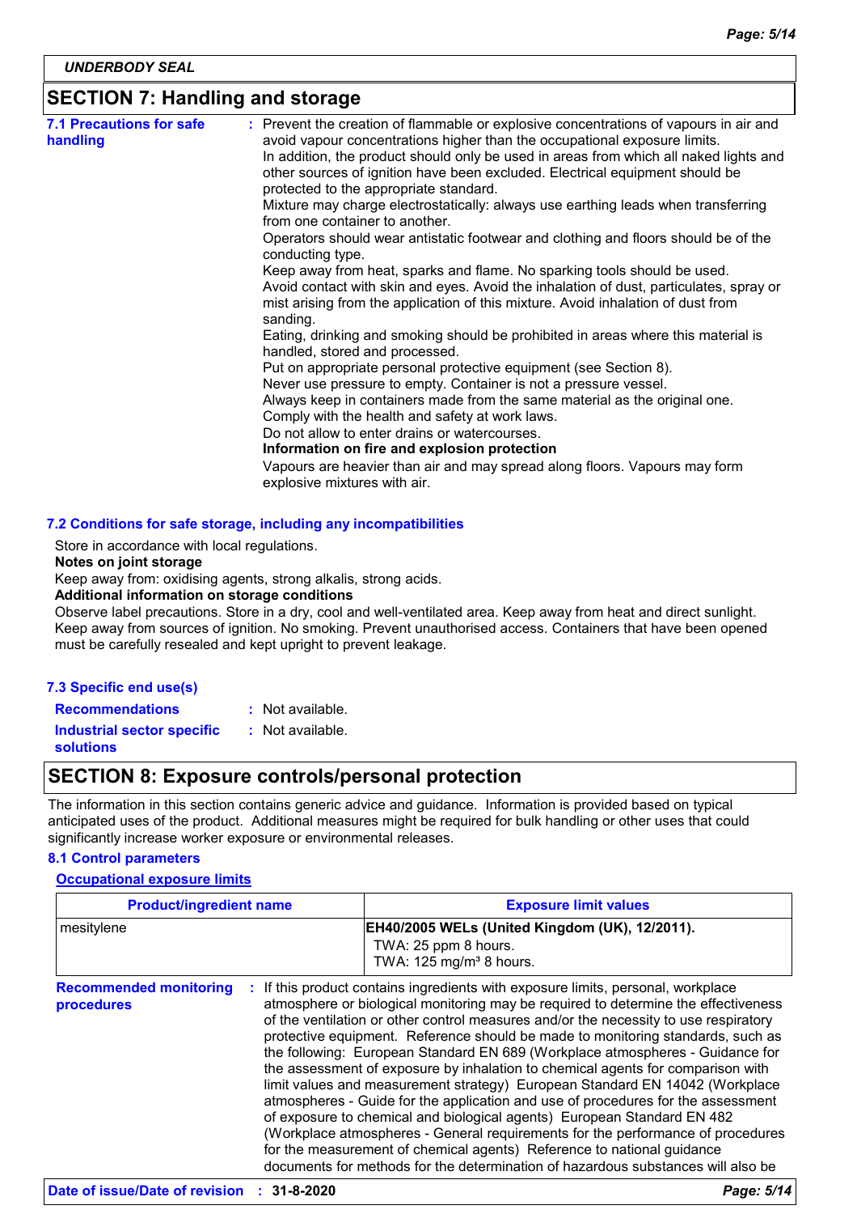## SECTION 7: Handling and storage

**7.1 Precautions for safe handling** : Prevent the creation of flammable or explosive concentrations of vapours in air and avoid vapour concentrations higher than the occupational exposure limits.
In addition, the product should only be used in areas from which all naked lights and other sources of ignition have been excluded. Electrical equipment should be protected to the appropriate standard.
Mixture may charge electrostatically: always use earthing leads when transferring from one container to another.
Operators should wear antistatic footwear and clothing and floors should be of the conducting type.
Keep away from heat, sparks and flame. No sparking tools should be used.
Avoid contact with skin and eyes. Avoid the inhalation of dust, particulates, spray or mist arising from the application of this mixture. Avoid inhalation of dust from sanding.
Eating, drinking and smoking should be prohibited in areas where this material is handled, stored and processed.
Put on appropriate personal protective equipment (see Section 8).
Never use pressure to empty. Container is not a pressure vessel.
Always keep in containers made from the same material as the original one.
Comply with the health and safety at work laws.
Do not allow to enter drains or watercourses.
**Information on fire and explosion protection**
Vapours are heavier than air and may spread along floors. Vapours may form explosive mixtures with air.

**7.2 Conditions for safe storage, including any incompatibilities**

Store in accordance with local regulations.
**Notes on joint storage**
Keep away from: oxidising agents, strong alkalis, strong acids.
**Additional information on storage conditions**
Observe label precautions. Store in a dry, cool and well-ventilated area. Keep away from heat and direct sunlight. Keep away from sources of ignition. No smoking. Prevent unauthorised access. Containers that have been opened must be carefully resealed and kept upright to prevent leakage.

**7.3 Specific end use(s)**

**Recommendations** : Not available.

**Industrial sector specific solutions** : Not available.

## SECTION 8: Exposure controls/personal protection

The information in this section contains generic advice and guidance. Information is provided based on typical anticipated uses of the product. Additional measures might be required for bulk handling or other uses that could significantly increase worker exposure or environmental releases.

**8.1 Control parameters**

**Occupational exposure limits**

| Product/ingredient name | Exposure limit values |
|---|---|
| mesitylene | **EH40/2005 WELs (United Kingdom (UK), 12/2011).**<br>TWA: 25 ppm 8 hours.<br>TWA: 125 mg/m³ 8 hours. |

**Recommended monitoring procedures** : If this product contains ingredients with exposure limits, personal, workplace atmosphere or biological monitoring may be required to determine the effectiveness of the ventilation or other control measures and/or the necessity to use respiratory protective equipment. Reference should be made to monitoring standards, such as the following: European Standard EN 689 (Workplace atmospheres - Guidance for the assessment of exposure by inhalation to chemical agents for comparison with limit values and measurement strategy) European Standard EN 14042 (Workplace atmospheres - Guide for the application and use of procedures for the assessment of exposure to chemical and biological agents) European Standard EN 482 (Workplace atmospheres - General requirements for the performance of procedures for the measurement of chemical agents) Reference to national guidance documents for methods for the determination of hazardous substances will also be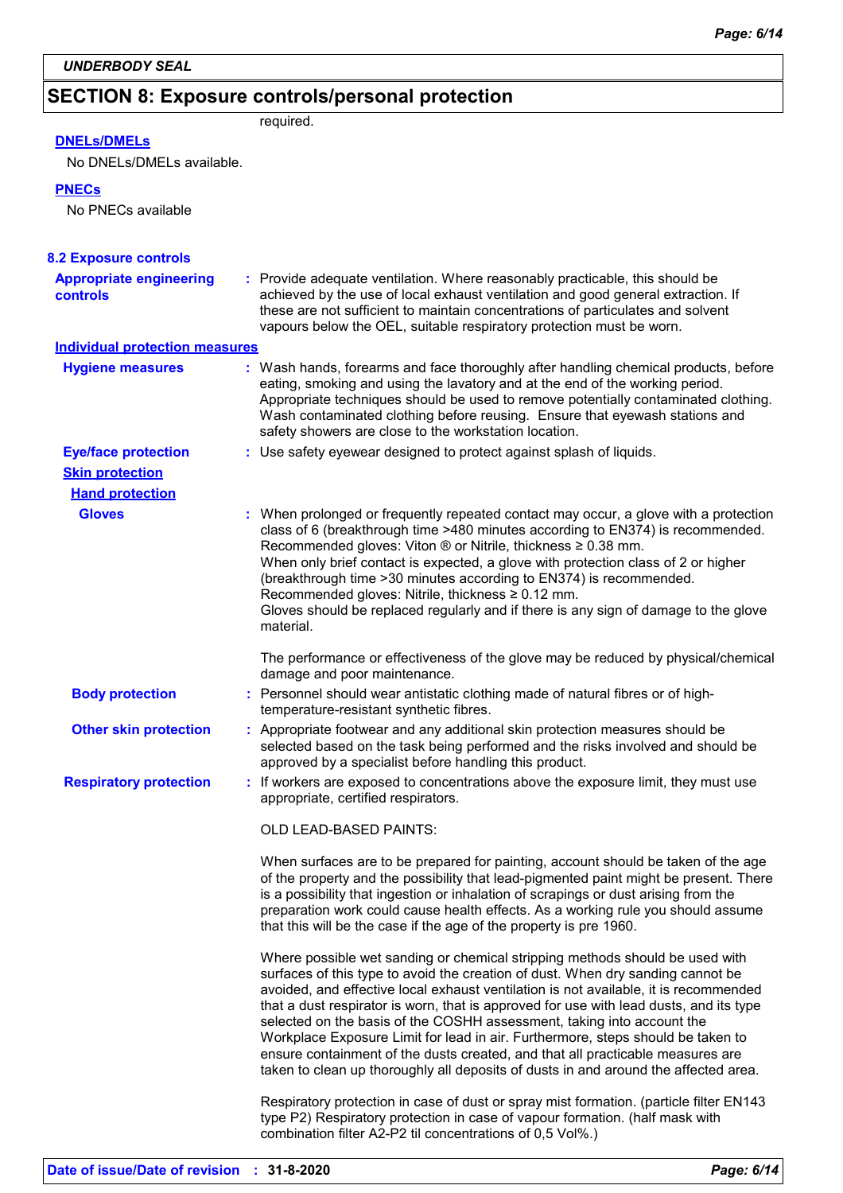## SECTION 8: Exposure controls/personal protection

required.

**DNELs/DMELs**

No DNELs/DMELs available.

**PNECs**

No PNECs available

### 8.2 Exposure controls

**Appropriate engineering controls** : Provide adequate ventilation. Where reasonably practicable, this should be achieved by the use of local exhaust ventilation and good general extraction. If these are not sufficient to maintain concentrations of particulates and solvent vapours below the OEL, suitable respiratory protection must be worn.

**Individual protection measures**

**Hygiene measures** : Wash hands, forearms and face thoroughly after handling chemical products, before eating, smoking and using the lavatory and at the end of the working period. Appropriate techniques should be used to remove potentially contaminated clothing. Wash contaminated clothing before reusing. Ensure that eyewash stations and safety showers are close to the workstation location.

**Eye/face protection** : Use safety eyewear designed to protect against splash of liquids.

**Skin protection**

**Hand protection**

**Gloves** : When prolonged or frequently repeated contact may occur, a glove with a protection class of 6 (breakthrough time >480 minutes according to EN374) is recommended. Recommended gloves: Viton ® or Nitrile, thickness ≥ 0.38 mm.
When only brief contact is expected, a glove with protection class of 2 or higher (breakthrough time >30 minutes according to EN374) is recommended. Recommended gloves: Nitrile, thickness ≥ 0.12 mm.
Gloves should be replaced regularly and if there is any sign of damage to the glove material.

The performance or effectiveness of the glove may be reduced by physical/chemical damage and poor maintenance.

**Body protection** : Personnel should wear antistatic clothing made of natural fibres or of high-temperature-resistant synthetic fibres.

**Other skin protection** : Appropriate footwear and any additional skin protection measures should be selected based on the task being performed and the risks involved and should be approved by a specialist before handling this product.

**Respiratory protection** : If workers are exposed to concentrations above the exposure limit, they must use appropriate, certified respirators.

OLD LEAD-BASED PAINTS:

When surfaces are to be prepared for painting, account should be taken of the age of the property and the possibility that lead-pigmented paint might be present. There is a possibility that ingestion or inhalation of scrapings or dust arising from the preparation work could cause health effects. As a working rule you should assume that this will be the case if the age of the property is pre 1960.

Where possible wet sanding or chemical stripping methods should be used with surfaces of this type to avoid the creation of dust. When dry sanding cannot be avoided, and effective local exhaust ventilation is not available, it is recommended that a dust respirator is worn, that is approved for use with lead dusts, and its type selected on the basis of the COSHH assessment, taking into account the Workplace Exposure Limit for lead in air. Furthermore, steps should be taken to ensure containment of the dusts created, and that all practicable measures are taken to clean up thoroughly all deposits of dusts in and around the affected area.

Respiratory protection in case of dust or spray mist formation. (particle filter EN143 type P2) Respiratory protection in case of vapour formation. (half mask with combination filter A2-P2 til concentrations of 0,5 Vol%.)

**Date of issue/Date of revision** : **31-8-2020**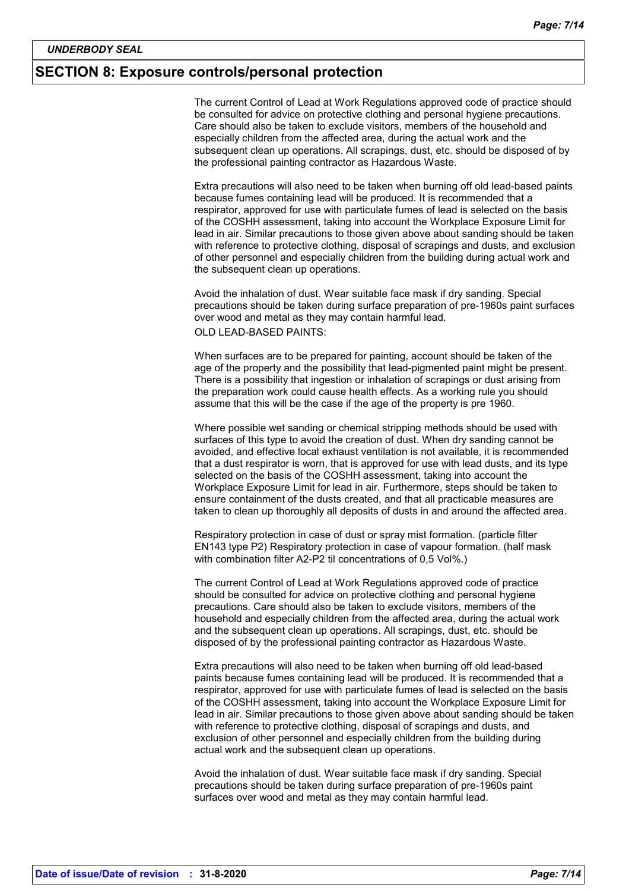## SECTION 8: Exposure controls/personal protection

The current Control of Lead at Work Regulations approved code of practice should be consulted for advice on protective clothing and personal hygiene precautions. Care should also be taken to exclude visitors, members of the household and especially children from the affected area, during the actual work and the subsequent clean up operations. All scrapings, dust, etc. should be disposed of by the professional painting contractor as Hazardous Waste.

Extra precautions will also need to be taken when burning off old lead-based paints because fumes containing lead will be produced. It is recommended that a respirator, approved for use with particulate fumes of lead is selected on the basis of the COSHH assessment, taking into account the Workplace Exposure Limit for lead in air. Similar precautions to those given above about sanding should be taken with reference to protective clothing, disposal of scrapings and dusts, and exclusion of other personnel and especially children from the building during actual work and the subsequent clean up operations.

Avoid the inhalation of dust. Wear suitable face mask if dry sanding. Special precautions should be taken during surface preparation of pre-1960s paint surfaces over wood and metal as they may contain harmful lead.

OLD LEAD-BASED PAINTS:

When surfaces are to be prepared for painting, account should be taken of the age of the property and the possibility that lead-pigmented paint might be present. There is a possibility that ingestion or inhalation of scrapings or dust arising from the preparation work could cause health effects. As a working rule you should assume that this will be the case if the age of the property is pre 1960.

Where possible wet sanding or chemical stripping methods should be used with surfaces of this type to avoid the creation of dust. When dry sanding cannot be avoided, and effective local exhaust ventilation is not available, it is recommended that a dust respirator is worn, that is approved for use with lead dusts, and its type selected on the basis of the COSHH assessment, taking into account the Workplace Exposure Limit for lead in air. Furthermore, steps should be taken to ensure containment of the dusts created, and that all practicable measures are taken to clean up thoroughly all deposits of dusts in and around the affected area.

Respiratory protection in case of dust or spray mist formation. (particle filter EN143 type P2) Respiratory protection in case of vapour formation. (half mask with combination filter A2-P2 til concentrations of 0,5 Vol%.)

The current Control of Lead at Work Regulations approved code of practice should be consulted for advice on protective clothing and personal hygiene precautions. Care should also be taken to exclude visitors, members of the household and especially children from the affected area, during the actual work and the subsequent clean up operations. All scrapings, dust, etc. should be disposed of by the professional painting contractor as Hazardous Waste.

Extra precautions will also need to be taken when burning off old lead-based paints because fumes containing lead will be produced. It is recommended that a respirator, approved for use with particulate fumes of lead is selected on the basis of the COSHH assessment, taking into account the Workplace Exposure Limit for lead in air. Similar precautions to those given above about sanding should be taken with reference to protective clothing, disposal of scrapings and dusts, and exclusion of other personnel and especially children from the building during actual work and the subsequent clean up operations.

Avoid the inhalation of dust. Wear suitable face mask if dry sanding. Special precautions should be taken during surface preparation of pre-1960s paint surfaces over wood and metal as they may contain harmful lead.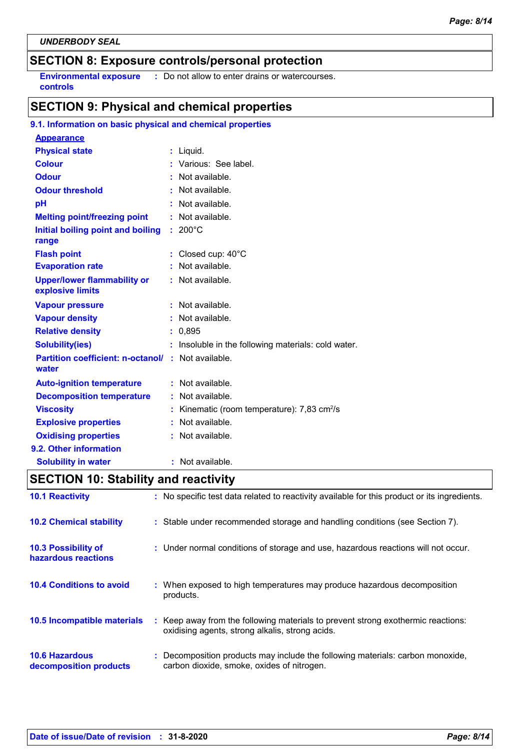UNDERBODY SEAL

## SECTION 8: Exposure controls/personal protection

| | |
|---|---|
| **Environmental exposure controls** | : Do not allow to enter drains or watercourses. |

## SECTION 9: Physical and chemical properties

### 9.1. Information on basic physical and chemical properties

**Appearance**

| | |
|---|---|
| **Physical state** | : Liquid. |
| **Colour** | : Various: See label. |
| **Odour** | : Not available. |
| **Odour threshold** | : Not available. |
| **pH** | : Not available. |
| **Melting point/freezing point** | : Not available. |
| **Initial boiling point and boiling range** | : 200°C |
| **Flash point** | : Closed cup: 40°C |
| **Evaporation rate** | : Not available. |
| **Upper/lower flammability or explosive limits** | : Not available. |
| **Vapour pressure** | : Not available. |
| **Vapour density** | : Not available. |
| **Relative density** | : 0,895 |
| **Solubility(ies)** | : Insoluble in the following materials: cold water. |
| **Partition coefficient: n-octanol/ water** | : Not available. |
| **Auto-ignition temperature** | : Not available. |
| **Decomposition temperature** | : Not available. |
| **Viscosity** | : Kinematic (room temperature): 7,83 $cm^2/s$ |
| **Explosive properties** | : Not available. |
| **Oxidising properties** | : Not available. |

### 9.2. Other information

| | |
|---|---|
| **Solubility in water** | : Not available. |

## SECTION 10: Stability and reactivity

| | |
|---|---|
| **10.1 Reactivity** | : No specific test data related to reactivity available for this product or its ingredients. |
| **10.2 Chemical stability** | : Stable under recommended storage and handling conditions (see Section 7). |
| **10.3 Possibility of hazardous reactions** | : Under normal conditions of storage and use, hazardous reactions will not occur. |
| **10.4 Conditions to avoid** | : When exposed to high temperatures may produce hazardous decomposition products. |
| **10.5 Incompatible materials** | : Keep away from the following materials to prevent strong exothermic reactions: oxidising agents, strong alkalis, strong acids. |
| **10.6 Hazardous decomposition products** | : Decomposition products may include the following materials: carbon monoxide, carbon dioxide, smoke, oxides of nitrogen. |

**Date of issue/Date of revision** : **31-8-2020**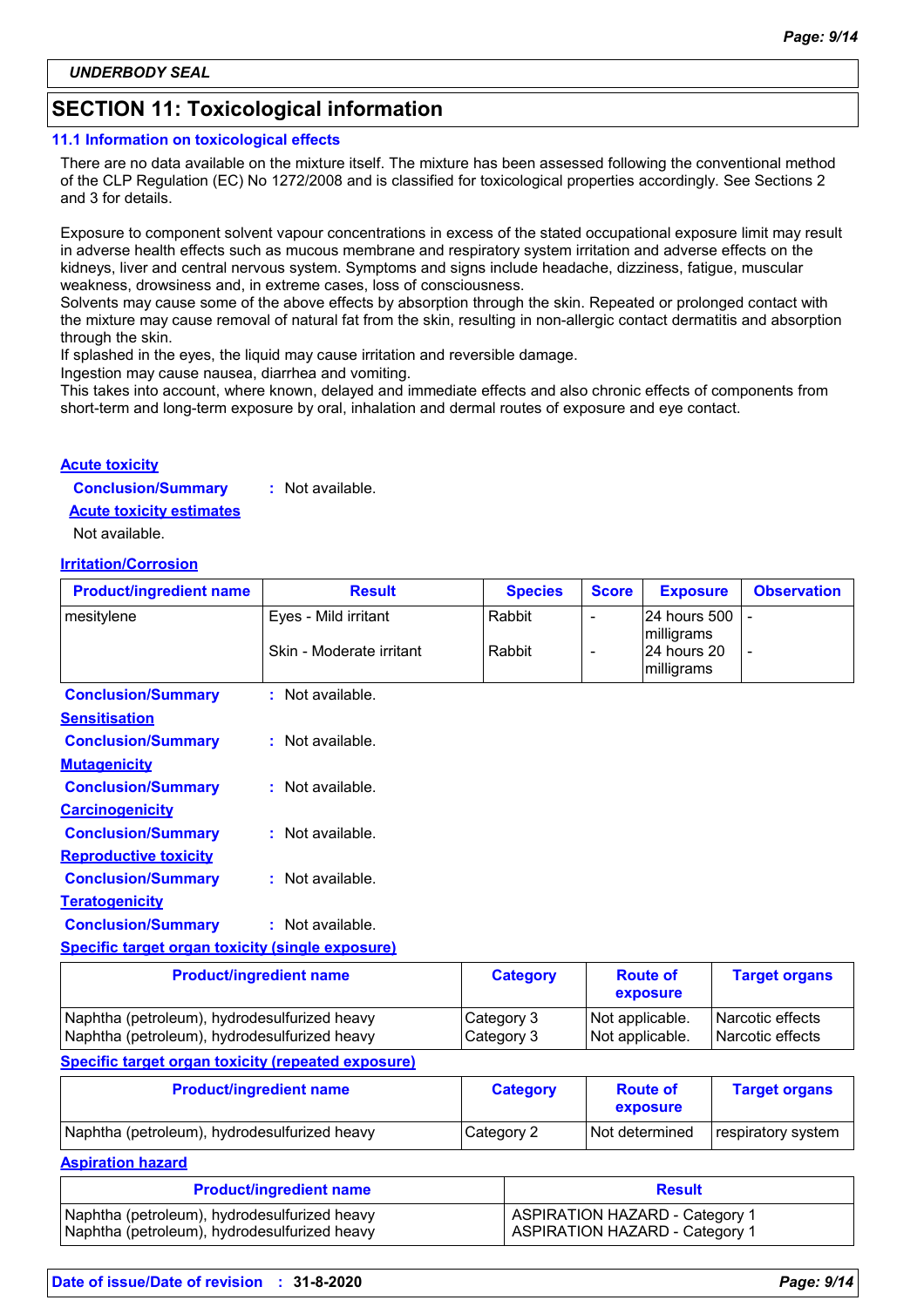**UNDERBODY SEAL**

## SECTION 11: Toxicological information

### 11.1 Information on toxicological effects

There are no data available on the mixture itself. The mixture has been assessed following the conventional method of the CLP Regulation (EC) No 1272/2008 and is classified for toxicological properties accordingly. See Sections 2 and 3 for details.

Exposure to component solvent vapour concentrations in excess of the stated occupational exposure limit may result in adverse health effects such as mucous membrane and respiratory system irritation and adverse effects on the kidneys, liver and central nervous system. Symptoms and signs include headache, dizziness, fatigue, muscular weakness, drowsiness and, in extreme cases, loss of consciousness.
Solvents may cause some of the above effects by absorption through the skin. Repeated or prolonged contact with the mixture may cause removal of natural fat from the skin, resulting in non-allergic contact dermatitis and absorption through the skin.
If splashed in the eyes, the liquid may cause irritation and reversible damage.
Ingestion may cause nausea, diarrhea and vomiting.
This takes into account, where known, delayed and immediate effects and also chronic effects of components from short-term and long-term exposure by oral, inhalation and dermal routes of exposure and eye contact.

**Acute toxicity**

**Conclusion/Summary** : Not available.

**Acute toxicity estimates**

Not available.

**Irritation/Corrosion**

| Product/ingredient name | Result | Species | Score | Exposure | Observation |
|---|---|---|---|---|---|
| mesitylene | Eyes - Mild irritant | Rabbit | - | 24 hours 500 milligrams | - |
| | Skin - Moderate irritant | Rabbit | - | 24 hours 20 milligrams | - |

**Conclusion/Summary** : Not available.

**Sensitisation**

**Conclusion/Summary** : Not available.

**Mutagenicity**

**Conclusion/Summary** : Not available.

**Carcinogenicity**

**Conclusion/Summary** : Not available.

**Reproductive toxicity**

**Conclusion/Summary** : Not available.

**Teratogenicity**

**Conclusion/Summary** : Not available.

**Specific target organ toxicity (single exposure)**

| Product/ingredient name | Category | Route of exposure | Target organs |
|---|---|---|---|
| Naphtha (petroleum), hydrodesulfurized heavy | Category 3 | Not applicable. | Narcotic effects |
| Naphtha (petroleum), hydrodesulfurized heavy | Category 3 | Not applicable. | Narcotic effects |

**Specific target organ toxicity (repeated exposure)**

| Product/ingredient name | Category | Route of exposure | Target organs |
|---|---|---|---|
| Naphtha (petroleum), hydrodesulfurized heavy | Category 2 | Not determined | respiratory system |

**Aspiration hazard**

| Product/ingredient name | Result |
|---|---|
| Naphtha (petroleum), hydrodesulfurized heavy | ASPIRATION HAZARD - Category 1 |
| Naphtha (petroleum), hydrodesulfurized heavy | ASPIRATION HAZARD - Category 1 |

**Date of issue/Date of revision** : **31-8-2020**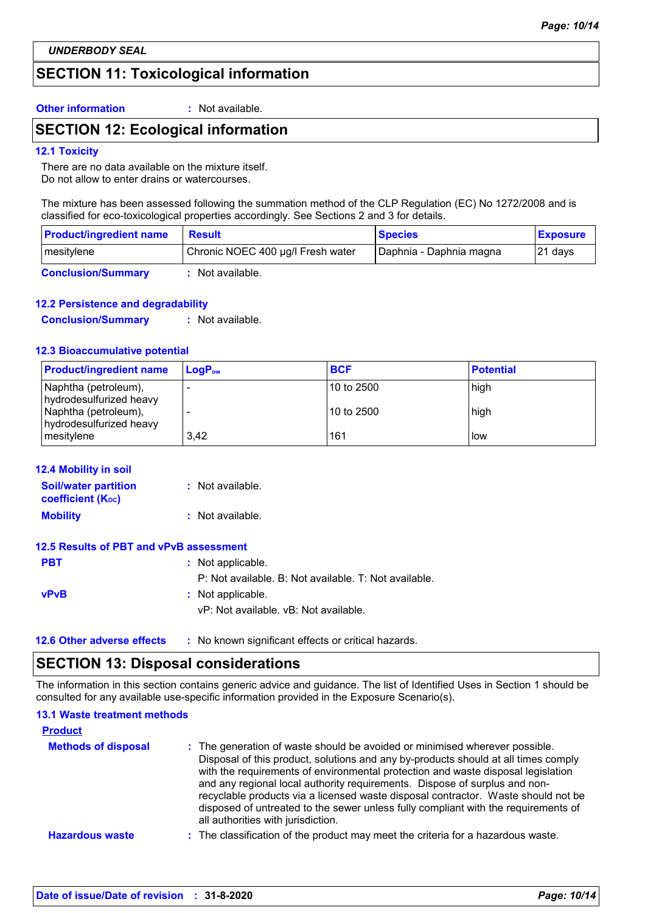UNDERBODY SEAL

## SECTION 11: Toxicological information

**Other information** : Not available.

## SECTION 12: Ecological information

### 12.1 Toxicity

There are no data available on the mixture itself.
Do not allow to enter drains or watercourses.

The mixture has been assessed following the summation method of the CLP Regulation (EC) No 1272/2008 and is classified for eco-toxicological properties accordingly. See Sections 2 and 3 for details.

| Product/ingredient name | Result | Species | Exposure |
|---|---|---|---|
| mesitylene | Chronic NOEC 400 µg/l Fresh water | Daphnia - Daphnia magna | 21 days |

**Conclusion/Summary** : Not available.

### 12.2 Persistence and degradability

**Conclusion/Summary** : Not available.

### 12.3 Bioaccumulative potential

| Product/ingredient name | $LogP_{ow}$ | BCF | Potential |
|---|---|---|---|
| Naphtha (petroleum), hydrodesulfurized heavy | - | 10 to 2500 | high |
| Naphtha (petroleum), hydrodesulfurized heavy | - | 10 to 2500 | high |
| mesitylene | 3,42 | 161 | low |

### 12.4 Mobility in soil

**Soil/water partition coefficient ($K_{OC}$)** : Not available.

**Mobility** : Not available.

### 12.5 Results of PBT and vPvB assessment

**PBT** : Not applicable.
P: Not available. B: Not available. T: Not available.

**vPvB** : Not applicable.
vP: Not available. vB: Not available.

### 12.6 Other adverse effects

: No known significant effects or critical hazards.

## SECTION 13: Disposal considerations

The information in this section contains generic advice and guidance. The list of Identified Uses in Section 1 should be consulted for any available use-specific information provided in the Exposure Scenario(s).

### 13.1 Waste treatment methods

**Product**

**Methods of disposal** : The generation of waste should be avoided or minimised wherever possible. Disposal of this product, solutions and any by-products should at all times comply with the requirements of environmental protection and waste disposal legislation and any regional local authority requirements. Dispose of surplus and non-recyclable products via a licensed waste disposal contractor. Waste should not be disposed of untreated to the sewer unless fully compliant with the requirements of all authorities with jurisdiction.

**Hazardous waste** : The classification of the product may meet the criteria for a hazardous waste.

**Date of issue/Date of revision** : 31-8-2020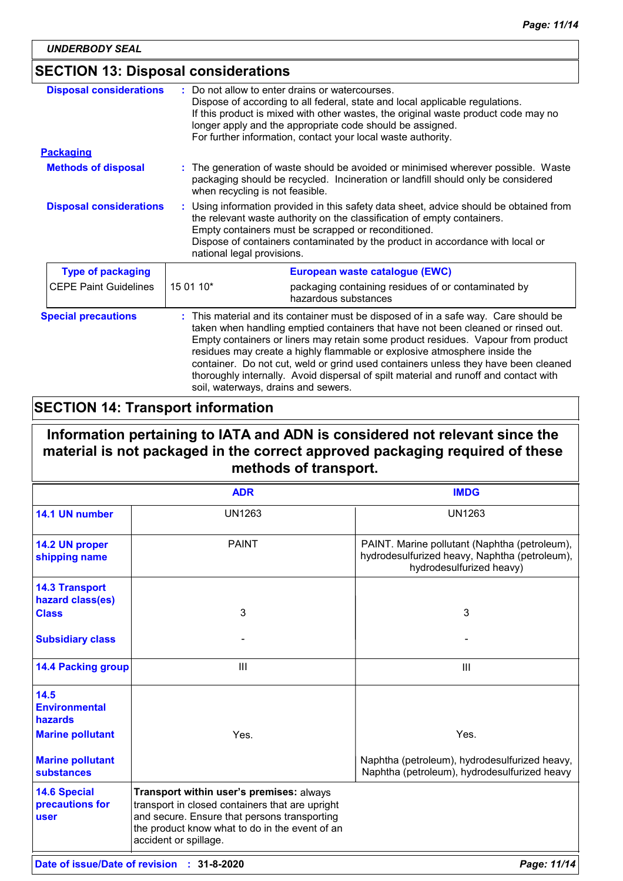*UNDERBODY SEAL*

## SECTION 13: Disposal considerations

**Disposal considerations** : Do not allow to enter drains or watercourses.
Dispose of according to all federal, state and local applicable regulations.
If this product is mixed with other wastes, the original waste product code may no longer apply and the appropriate code should be assigned.
For further information, contact your local waste authority.

**Packaging**

**Methods of disposal** : The generation of waste should be avoided or minimised wherever possible. Waste packaging should be recycled. Incineration or landfill should only be considered when recycling is not feasible.

**Disposal considerations** : Using information provided in this safety data sheet, advice should be obtained from the relevant waste authority on the classification of empty containers.
Empty containers must be scrapped or reconditioned.
Dispose of containers contaminated by the product in accordance with local or national legal provisions.

| Type of packaging | European waste catalogue (EWC) | |
|---|---|---|
| CEPE Paint Guidelines | 15 01 10* | packaging containing residues of or contaminated by hazardous substances |

**Special precautions** : This material and its container must be disposed of in a safe way. Care should be taken when handling emptied containers that have not been cleaned or rinsed out. Empty containers or liners may retain some product residues. Vapour from product residues may create a highly flammable or explosive atmosphere inside the container. Do not cut, weld or grind used containers unless they have been cleaned thoroughly internally. Avoid dispersal of spilt material and runoff and contact with soil, waterways, drains and sewers.

## SECTION 14: Transport information

**Information pertaining to IATA and ADN is considered not relevant since the material is not packaged in the correct approved packaging required of these methods of transport.**

| | ADR | IMDG |
|---|---|---|
| **14.1 UN number** | UN1263 | UN1263 |
| **14.2 UN proper shipping name** | PAINT | PAINT. Marine pollutant (Naphtha (petroleum), hydrodesulfurized heavy, Naphtha (petroleum), hydrodesulfurized heavy) |
| **14.3 Transport hazard class(es)** **Class** | 3 | 3 |
| **Subsidiary class** | - | - |
| **14.4 Packing group** | III | III |
| **14.5 Environmental hazards** **Marine pollutant** | Yes. | Yes. |
| **Marine pollutant substances** | | Naphtha (petroleum), hydrodesulfurized heavy, Naphtha (petroleum), hydrodesulfurized heavy |
| **14.6 Special precautions for user** | **Transport within user's premises:** always transport in closed containers that are upright and secure. Ensure that persons transporting the product know what to do in the event of an accident or spillage. | |

**Date of issue/Date of revision** : **31-8-2020**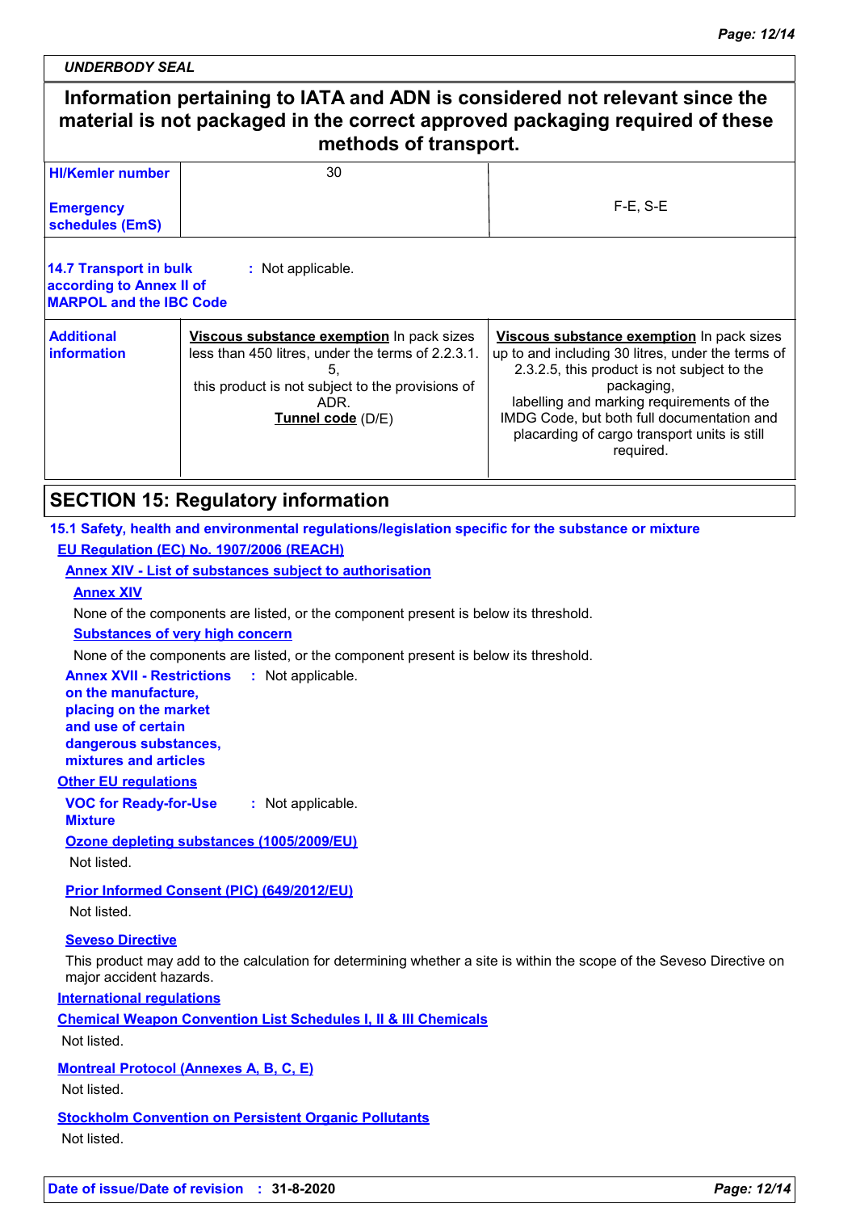UNDERBODY SEAL

**Information pertaining to IATA and ADN is considered not relevant since the material is not packaged in the correct approved packaging required of these methods of transport.**

| | | |
|---|---|---|
| **HI/Kemler number** | 30 | |
| **Emergency schedules (EmS)** | | F-E, S-E |

**14.7 Transport in bulk according to Annex II of MARPOL and the IBC Code** : Not applicable.

| | | |
|---|---|---|
| **Additional information** | **Viscous substance exemption** In pack sizes less than 450 litres, under the terms of 2.2.3.1.5, this product is not subject to the provisions of ADR. **Tunnel code** (D/E) | **Viscous substance exemption** In pack sizes up to and including 30 litres, under the terms of 2.3.2.5, this product is not subject to the packaging, labelling and marking requirements of the IMDG Code, but both full documentation and placarding of cargo transport units is still required. |

## SECTION 15: Regulatory information

### 15.1 Safety, health and environmental regulations/legislation specific for the substance or mixture

**EU Regulation (EC) No. 1907/2006 (REACH)**

**Annex XIV - List of substances subject to authorisation**

**Annex XIV**

None of the components are listed, or the component present is below its threshold.

**Substances of very high concern**

None of the components are listed, or the component present is below its threshold.

**Annex XVII - Restrictions on the manufacture, placing on the market and use of certain dangerous substances, mixtures and articles** : Not applicable.

**Other EU regulations**

**VOC for Ready-for-Use Mixture** : Not applicable.

**Ozone depleting substances (1005/2009/EU)**

Not listed.

**Prior Informed Consent (PIC) (649/2012/EU)**

Not listed.

**Seveso Directive**

This product may add to the calculation for determining whether a site is within the scope of the Seveso Directive on major accident hazards.

**International regulations**

**Chemical Weapon Convention List Schedules I, II & III Chemicals**

Not listed.

**Montreal Protocol (Annexes A, B, C, E)**

Not listed.

**Stockholm Convention on Persistent Organic Pollutants**

Not listed.

**Date of issue/Date of revision** : **31-8-2020**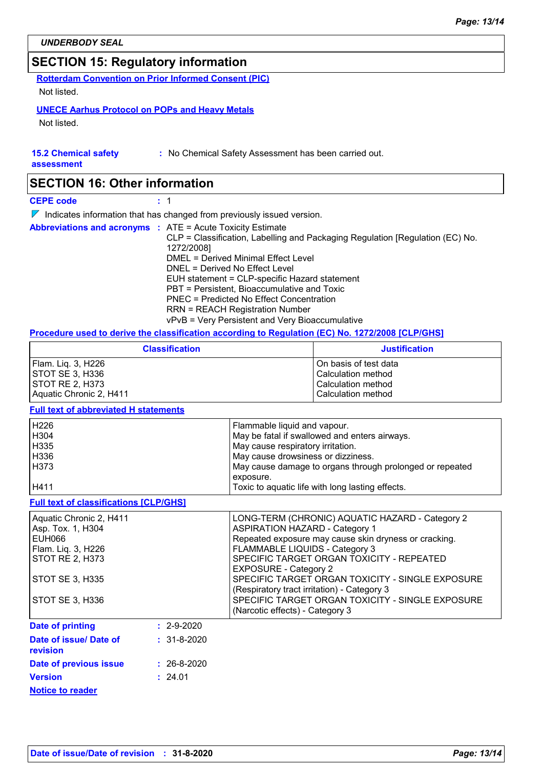**UNDERBODY SEAL**

## SECTION 15: Regulatory information

**Rotterdam Convention on Prior Informed Consent (PIC)**

Not listed.

**UNECE Aarhus Protocol on POPs and Heavy Metals**

Not listed.

**15.2 Chemical safety assessment** : No Chemical Safety Assessment has been carried out.

## SECTION 16: Other information

**CEPE code** : 1

Indicates information that has changed from previously issued version.

**Abbreviations and acronyms** :
ATE = Acute Toxicity Estimate
CLP = Classification, Labelling and Packaging Regulation [Regulation (EC) No. 1272/2008]
DMEL = Derived Minimal Effect Level
DNEL = Derived No Effect Level
EUH statement = CLP-specific Hazard statement
PBT = Persistent, Bioaccumulative and Toxic
PNEC = Predicted No Effect Concentration
RRN = REACH Registration Number
vPvB = Very Persistent and Very Bioaccumulative

**Procedure used to derive the classification according to Regulation (EC) No. 1272/2008 [CLP/GHS]**

| Classification | Justification |
|---|---|
| Flam. Liq. 3, H226 | On basis of test data |
| STOT SE 3, H336 | Calculation method |
| STOT RE 2, H373 | Calculation method |
| Aquatic Chronic 2, H411 | Calculation method |

**Full text of abbreviated H statements**

| | |
|---|---|
| H226 | Flammable liquid and vapour. |
| H304 | May be fatal if swallowed and enters airways. |
| H335 | May cause respiratory irritation. |
| H336 | May cause drowsiness or dizziness. |
| H373 | May cause damage to organs through prolonged or repeated exposure. |
| H411 | Toxic to aquatic life with long lasting effects. |

**Full text of classifications [CLP/GHS]**

| | |
|---|---|
| Aquatic Chronic 2, H411 | LONG-TERM (CHRONIC) AQUATIC HAZARD - Category 2 |
| Asp. Tox. 1, H304 | ASPIRATION HAZARD - Category 1 |
| EUH066 | Repeated exposure may cause skin dryness or cracking. |
| Flam. Liq. 3, H226 | FLAMMABLE LIQUIDS - Category 3 |
| STOT RE 2, H373 | SPECIFIC TARGET ORGAN TOXICITY - REPEATED EXPOSURE - Category 2 |
| STOT SE 3, H335 | SPECIFIC TARGET ORGAN TOXICITY - SINGLE EXPOSURE (Respiratory tract irritation) - Category 3 |
| STOT SE 3, H336 | SPECIFIC TARGET ORGAN TOXICITY - SINGLE EXPOSURE (Narcotic effects) - Category 3 |

**Date of printing** : 2-9-2020

**Date of issue/ Date of revision** : 31-8-2020

**Date of previous issue** : 26-8-2020

**Version** : 24.01

**Notice to reader**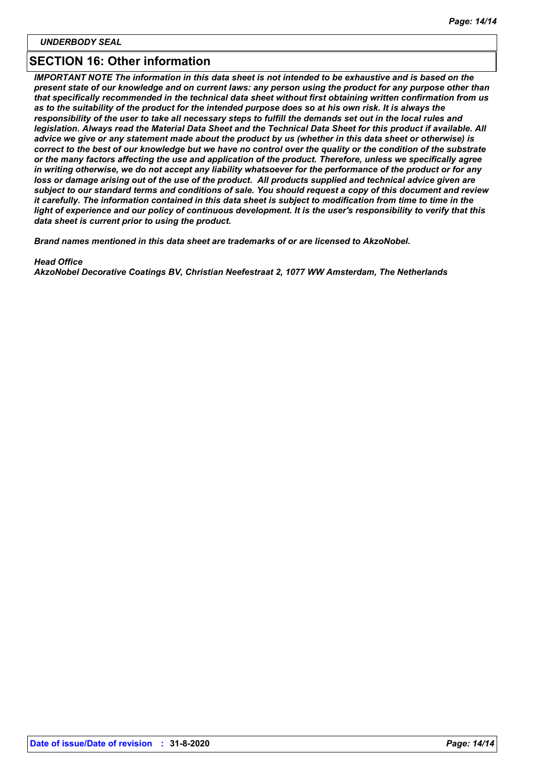## SECTION 16: Other information

***IMPORTANT NOTE The information in this data sheet is not intended to be exhaustive and is based on the present state of our knowledge and on current laws: any person using the product for any purpose other than that specifically recommended in the technical data sheet without first obtaining written confirmation from us as to the suitability of the product for the intended purpose does so at his own risk. It is always the responsibility of the user to take all necessary steps to fulfill the demands set out in the local rules and legislation. Always read the Material Data Sheet and the Technical Data Sheet for this product if available. All advice we give or any statement made about the product by us (whether in this data sheet or otherwise) is correct to the best of our knowledge but we have no control over the quality or the condition of the substrate or the many factors affecting the use and application of the product. Therefore, unless we specifically agree in writing otherwise, we do not accept any liability whatsoever for the performance of the product or for any loss or damage arising out of the use of the product. All products supplied and technical advice given are subject to our standard terms and conditions of sale. You should request a copy of this document and review it carefully. The information contained in this data sheet is subject to modification from time to time in the light of experience and our policy of continuous development. It is the user's responsibility to verify that this data sheet is current prior to using the product.***

***Brand names mentioned in this data sheet are trademarks of or are licensed to AkzoNobel.***

***Head Office***
***AkzoNobel Decorative Coatings BV, Christian Neefestraat 2, 1077 WW Amsterdam, The Netherlands***